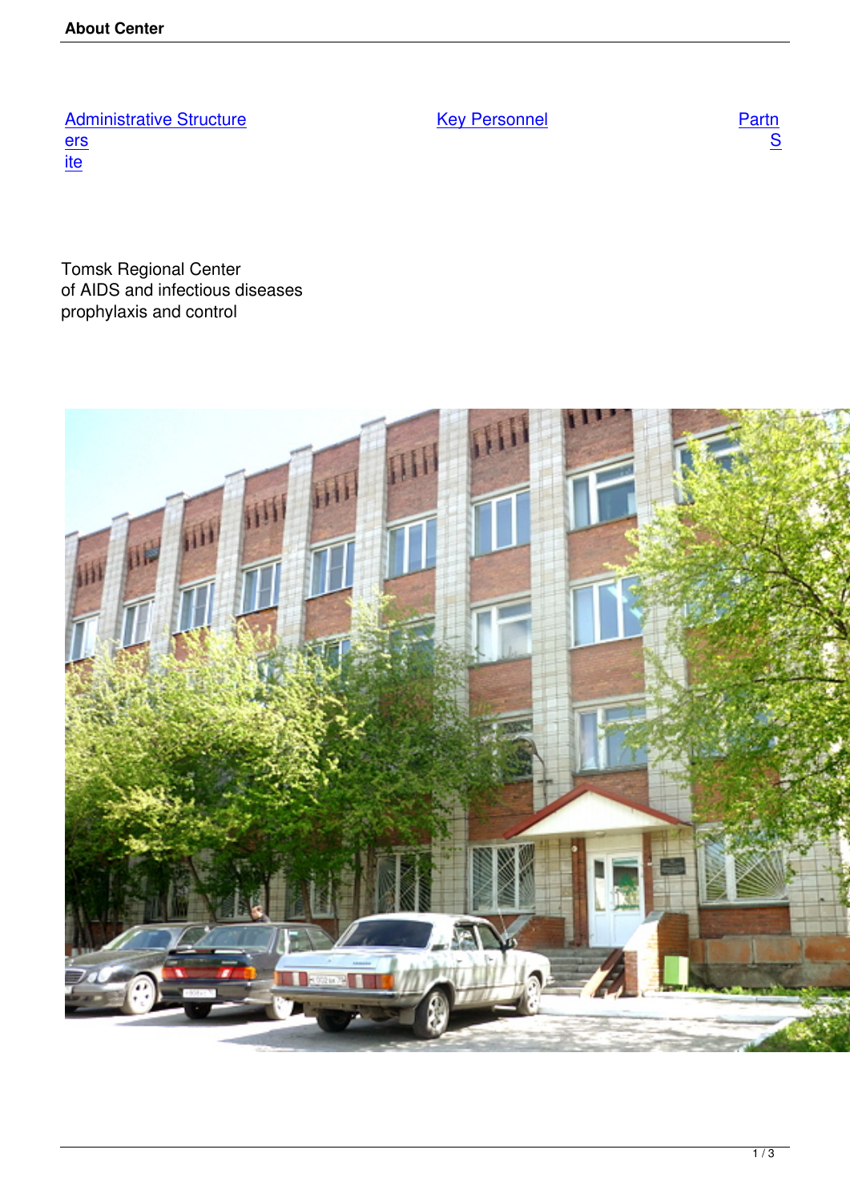Administrative Structure | Key Personnel | Partners | Site

Tomsk Regional Center
of AIDS and infectious diseases
prophylaxis and control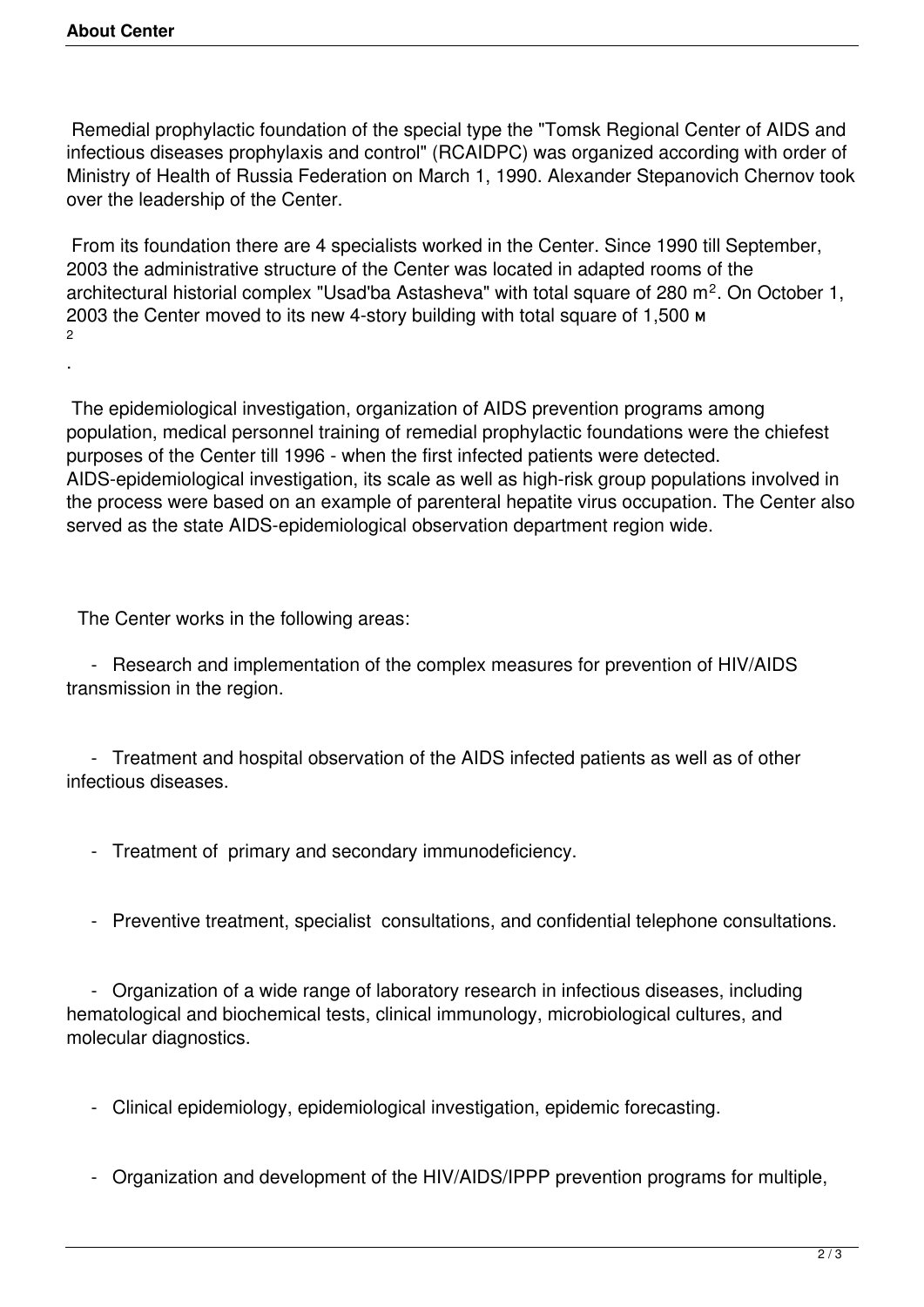Remedial prophylactic foundation of the special type the "Tomsk Regional Center of AIDS and infectious diseases prophylaxis and control" (RCAIDPC) was organized according with order of Ministry of Health of Russia Federation on March 1, 1990. Alexander Stepanovich Chernov took over the leadership of the Center.

From its foundation there are 4 specialists worked in the Center. Since 1990 till September, 2003 the administrative structure of the Center was located in adapted rooms of the architectural historial complex "Usad'ba Astasheva" with total square of 280 $m^2$. On October 1, 2003 the Center moved to its new 4-story building with total square of 1,500 $м^2$.

The epidemiological investigation, organization of AIDS prevention programs among population, medical personnel training of remedial prophylactic foundations were the chiefest purposes of the Center till 1996 - when the first infected patients were detected. AIDS-epidemiological investigation, its scale as well as high-risk group populations involved in the process were based on an example of parenteral hepatite virus occupation. The Center also served as the state AIDS-epidemiological observation department region wide.

The Center works in the following areas:

- Research and implementation of the complex measures for prevention of HIV/AIDS transmission in the region.
- Treatment and hospital observation of the AIDS infected patients as well as of other infectious diseases.
- Treatment of primary and secondary immunodeficiency.
- Preventive treatment, specialist consultations, and confidential telephone consultations.
- Organization of a wide range of laboratory research in infectious diseases, including hematological and biochemical tests, clinical immunology, microbiological cultures, and molecular diagnostics.
- Clinical epidemiology, epidemiological investigation, epidemic forecasting.
- Organization and development of the HIV/AIDS/IPPP prevention programs for multiple,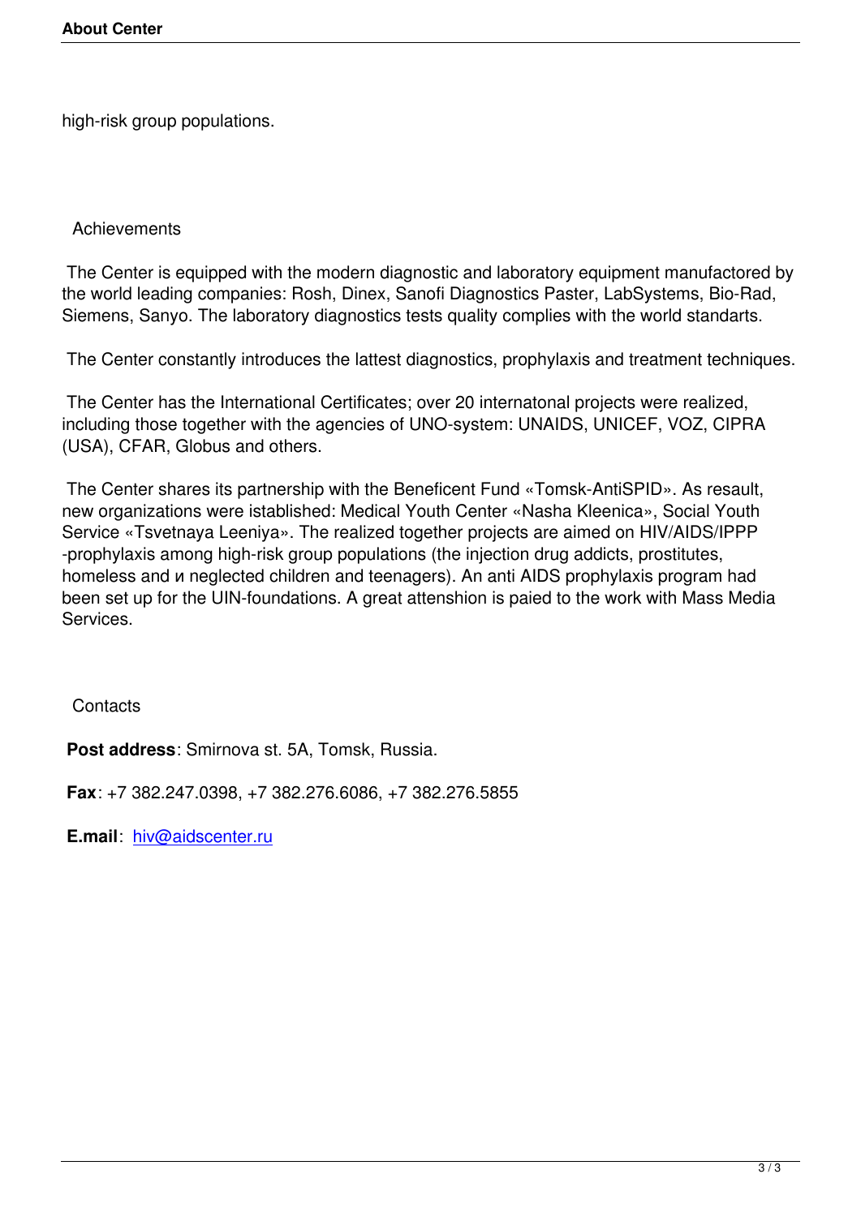high-risk group populations.

## Achievements

The Center is equipped with the modern diagnostic and laboratory equipment manufactored by the world leading companies: Rosh, Dinex, Sanofi Diagnostics Paster, LabSystems, Bio-Rad, Siemens, Sanyo. The laboratory diagnostics tests quality complies with the world standarts.

The Center constantly introduces the lattest diagnostics, prophylaxis and treatment techniques.

The Center has the International Certificates; over 20 internatonal projects were realized, including those together with the agencies of UNO-system: UNAIDS, UNICEF, VOZ, CIPRA (USA), CFAR, Globus and others.

The Center shares its partnership with the Beneficent Fund «Tomsk-AntiSPID». As resault, new organizations were istablished: Medical Youth Center «Nasha Kleenica», Social Youth Service «Tsvetnaya Leeniya». The realized together projects are aimed on HIV/AIDS/IPPP -prophylaxis among high-risk group populations (the injection drug addicts, prostitutes, homeless and и neglected children and teenagers). An anti AIDS prophylaxis program had been set up for the UIN-foundations. A great attenshion is paied to the work with Mass Media Services.

## Contacts

**Post address**: Smirnova st. 5A, Tomsk, Russia.

**Fax**: +7 382.247.0398, +7 382.276.6086, +7 382.276.5855

**E.mail**: hiv@aidscenter.ru